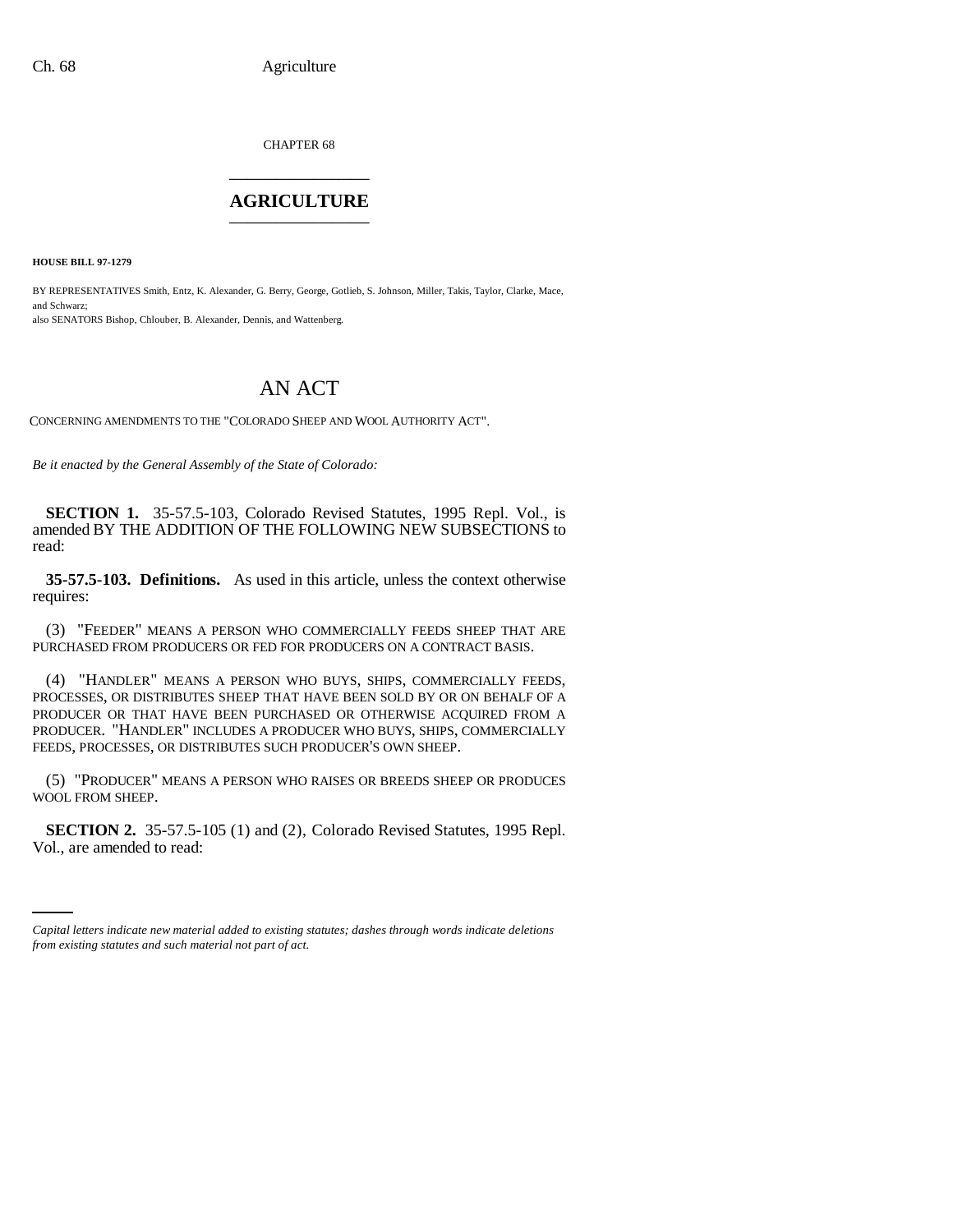CHAPTER 68

# AGRICULTURE

**HOUSE BILL 97-1279**

BY REPRESENTATIVES Smith, Entz, K. Alexander, G. Berry, George, Gotlieb, S. Johnson, Miller, Takis, Taylor, Clarke, Mace, and Schwarz;
also SENATORS Bishop, Chlouber, B. Alexander, Dennis, and Wattenberg.

# AN ACT

CONCERNING AMENDMENTS TO THE "COLORADO SHEEP AND WOOL AUTHORITY ACT".

*Be it enacted by the General Assembly of the State of Colorado:*

**SECTION 1.** 35-57.5-103, Colorado Revised Statutes, 1995 Repl. Vol., is amended BY THE ADDITION OF THE FOLLOWING NEW SUBSECTIONS to read:

**35-57.5-103. Definitions.** As used in this article, unless the context otherwise requires:

(3) "FEEDER" MEANS A PERSON WHO COMMERCIALLY FEEDS SHEEP THAT ARE PURCHASED FROM PRODUCERS OR FED FOR PRODUCERS ON A CONTRACT BASIS.

(4) "HANDLER" MEANS A PERSON WHO BUYS, SHIPS, COMMERCIALLY FEEDS, PROCESSES, OR DISTRIBUTES SHEEP THAT HAVE BEEN SOLD BY OR ON BEHALF OF A PRODUCER OR THAT HAVE BEEN PURCHASED OR OTHERWISE ACQUIRED FROM A PRODUCER. "HANDLER" INCLUDES A PRODUCER WHO BUYS, SHIPS, COMMERCIALLY FEEDS, PROCESSES, OR DISTRIBUTES SUCH PRODUCER'S OWN SHEEP.

(5) "PRODUCER" MEANS A PERSON WHO RAISES OR BREEDS SHEEP OR PRODUCES WOOL FROM SHEEP.

**SECTION 2.** 35-57.5-105 (1) and (2), Colorado Revised Statutes, 1995 Repl. Vol., are amended to read:

*Capital letters indicate new material added to existing statutes; dashes through words indicate deletions from existing statutes and such material not part of act.*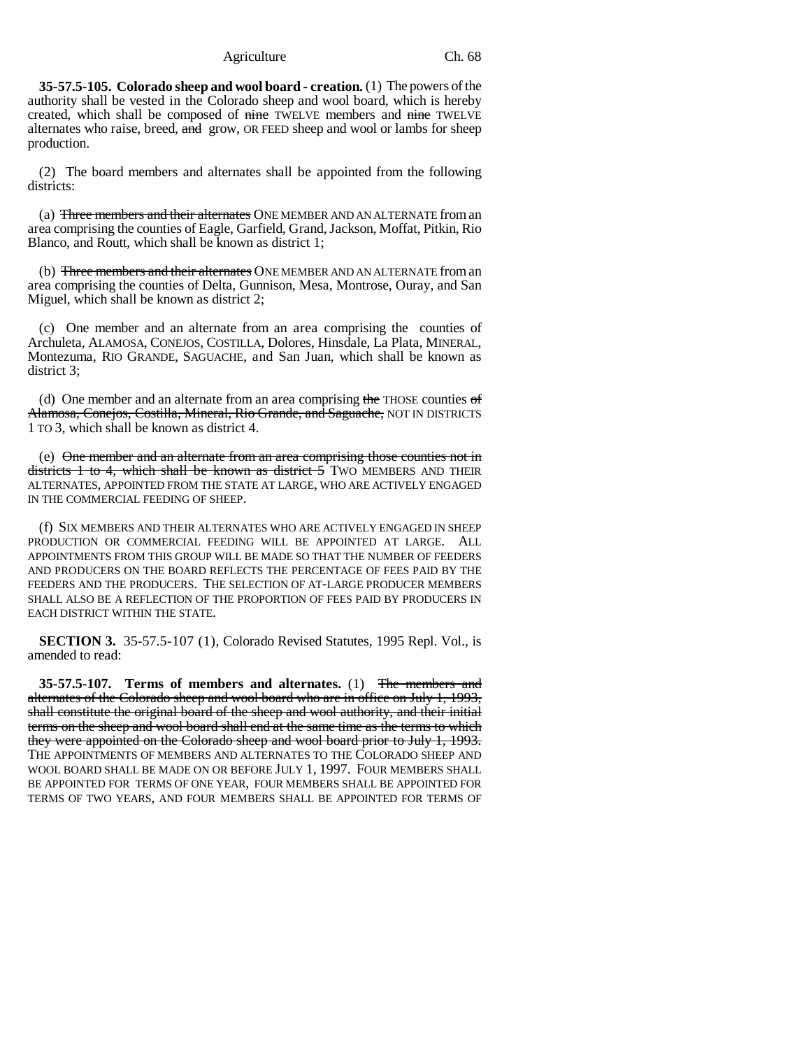**35-57.5-105. Colorado sheep and wool board - creation.** (1) The powers of the authority shall be vested in the Colorado sheep and wool board, which is hereby created, which shall be composed of ~~nine~~ TWELVE members and ~~nine~~ TWELVE alternates who raise, breed, ~~and~~ grow, OR FEED sheep and wool or lambs for sheep production.

(2) The board members and alternates shall be appointed from the following districts:

(a) ~~Three members and their alternates~~ ONE MEMBER AND AN ALTERNATE from an area comprising the counties of Eagle, Garfield, Grand, Jackson, Moffat, Pitkin, Rio Blanco, and Routt, which shall be known as district 1;

(b) ~~Three members and their alternates~~ ONE MEMBER AND AN ALTERNATE from an area comprising the counties of Delta, Gunnison, Mesa, Montrose, Ouray, and San Miguel, which shall be known as district 2;

(c) One member and an alternate from an area comprising the counties of Archuleta, ALAMOSA, CONEJOS, COSTILLA, Dolores, Hinsdale, La Plata, MINERAL, Montezuma, RIO GRANDE, SAGUACHE, and San Juan, which shall be known as district 3;

(d) One member and an alternate from an area comprising ~~the~~ THOSE counties ~~of Alamosa, Conejos, Costilla, Mineral, Rio Grande, and Saguache,~~ NOT IN DISTRICTS 1 TO 3, which shall be known as district 4.

(e) ~~One member and an alternate from an area comprising those counties not in districts 1 to 4, which shall be known as district 5~~ TWO MEMBERS AND THEIR ALTERNATES, APPOINTED FROM THE STATE AT LARGE, WHO ARE ACTIVELY ENGAGED IN THE COMMERCIAL FEEDING OF SHEEP.

(f) SIX MEMBERS AND THEIR ALTERNATES WHO ARE ACTIVELY ENGAGED IN SHEEP PRODUCTION OR COMMERCIAL FEEDING WILL BE APPOINTED AT LARGE. ALL APPOINTMENTS FROM THIS GROUP WILL BE MADE SO THAT THE NUMBER OF FEEDERS AND PRODUCERS ON THE BOARD REFLECTS THE PERCENTAGE OF FEES PAID BY THE FEEDERS AND THE PRODUCERS. THE SELECTION OF AT-LARGE PRODUCER MEMBERS SHALL ALSO BE A REFLECTION OF THE PROPORTION OF FEES PAID BY PRODUCERS IN EACH DISTRICT WITHIN THE STATE.

**SECTION 3.** 35-57.5-107 (1), Colorado Revised Statutes, 1995 Repl. Vol., is amended to read:

**35-57.5-107. Terms of members and alternates.** (1) ~~The members and alternates of the Colorado sheep and wool board who are in office on July 1, 1993, shall constitute the original board of the sheep and wool authority, and their initial terms on the sheep and wool board shall end at the same time as the terms to which they were appointed on the Colorado sheep and wool board prior to July 1, 1993.~~ THE APPOINTMENTS OF MEMBERS AND ALTERNATES TO THE COLORADO SHEEP AND WOOL BOARD SHALL BE MADE ON OR BEFORE JULY 1, 1997. FOUR MEMBERS SHALL BE APPOINTED FOR TERMS OF ONE YEAR, FOUR MEMBERS SHALL BE APPOINTED FOR TERMS OF TWO YEARS, AND FOUR MEMBERS SHALL BE APPOINTED FOR TERMS OF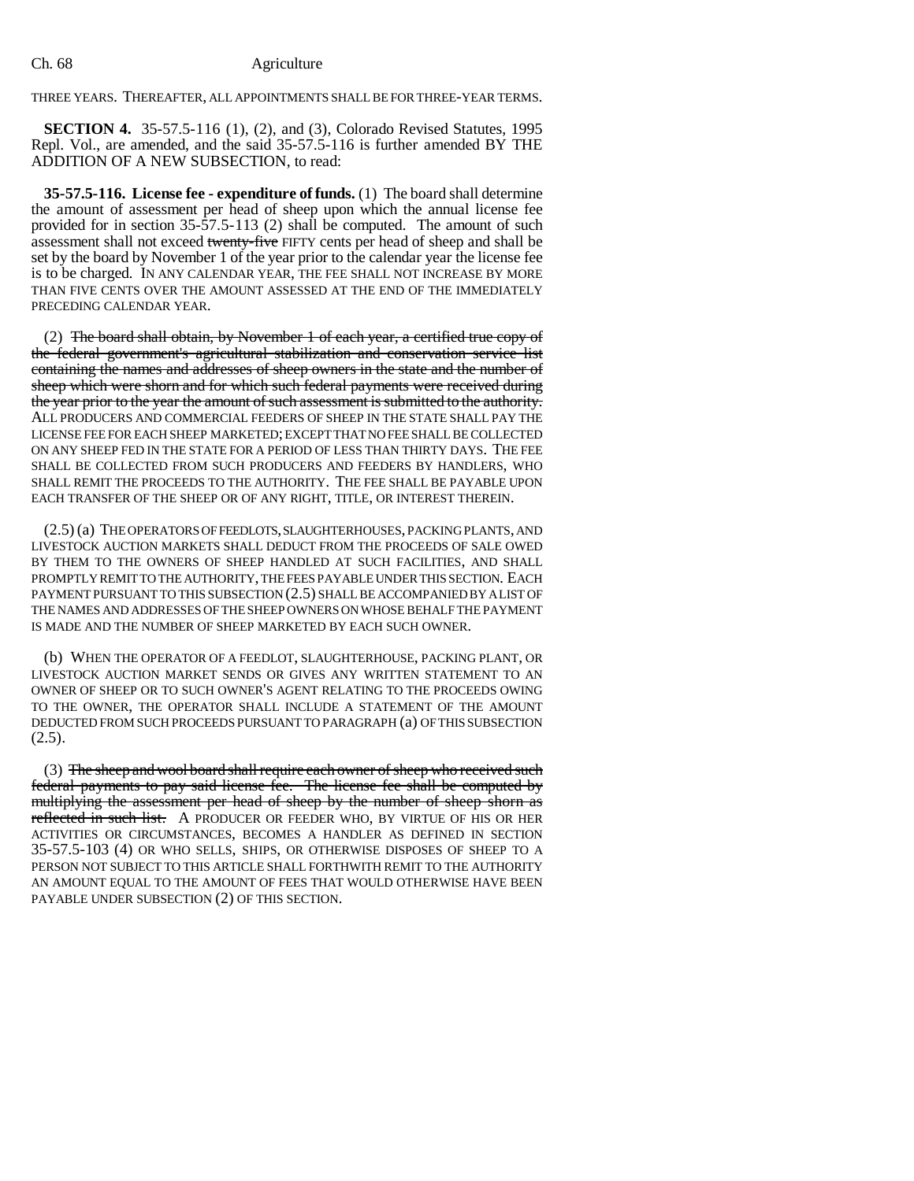THREE YEARS. THEREAFTER, ALL APPOINTMENTS SHALL BE FOR THREE-YEAR TERMS.

**SECTION 4.** 35-57.5-116 (1), (2), and (3), Colorado Revised Statutes, 1995 Repl. Vol., are amended, and the said 35-57.5-116 is further amended BY THE ADDITION OF A NEW SUBSECTION, to read:

**35-57.5-116. License fee - expenditure of funds.** (1) The board shall determine the amount of assessment per head of sheep upon which the annual license fee provided for in section 35-57.5-113 (2) shall be computed. The amount of such assessment shall not exceed ~~twenty-five~~ FIFTY cents per head of sheep and shall be set by the board by November 1 of the year prior to the calendar year the license fee is to be charged. IN ANY CALENDAR YEAR, THE FEE SHALL NOT INCREASE BY MORE THAN FIVE CENTS OVER THE AMOUNT ASSESSED AT THE END OF THE IMMEDIATELY PRECEDING CALENDAR YEAR.

(2) ~~The board shall obtain, by November 1 of each year, a certified true copy of the federal government's agricultural stabilization and conservation service list containing the names and addresses of sheep owners in the state and the number of sheep which were shorn and for which such federal payments were received during the year prior to the year the amount of such assessment is submitted to the authority.~~ ALL PRODUCERS AND COMMERCIAL FEEDERS OF SHEEP IN THE STATE SHALL PAY THE LICENSE FEE FOR EACH SHEEP MARKETED; EXCEPT THAT NO FEE SHALL BE COLLECTED ON ANY SHEEP FED IN THE STATE FOR A PERIOD OF LESS THAN THIRTY DAYS. THE FEE SHALL BE COLLECTED FROM SUCH PRODUCERS AND FEEDERS BY HANDLERS, WHO SHALL REMIT THE PROCEEDS TO THE AUTHORITY. THE FEE SHALL BE PAYABLE UPON EACH TRANSFER OF THE SHEEP OR OF ANY RIGHT, TITLE, OR INTEREST THEREIN.

(2.5) (a) THE OPERATORS OF FEEDLOTS, SLAUGHTERHOUSES, PACKING PLANTS, AND LIVESTOCK AUCTION MARKETS SHALL DEDUCT FROM THE PROCEEDS OF SALE OWED BY THEM TO THE OWNERS OF SHEEP HANDLED AT SUCH FACILITIES, AND SHALL PROMPTLY REMIT TO THE AUTHORITY, THE FEES PAYABLE UNDER THIS SECTION. EACH PAYMENT PURSUANT TO THIS SUBSECTION (2.5) SHALL BE ACCOMPANIED BY A LIST OF THE NAMES AND ADDRESSES OF THE SHEEP OWNERS ON WHOSE BEHALF THE PAYMENT IS MADE AND THE NUMBER OF SHEEP MARKETED BY EACH SUCH OWNER.

(b) WHEN THE OPERATOR OF A FEEDLOT, SLAUGHTERHOUSE, PACKING PLANT, OR LIVESTOCK AUCTION MARKET SENDS OR GIVES ANY WRITTEN STATEMENT TO AN OWNER OF SHEEP OR TO SUCH OWNER'S AGENT RELATING TO THE PROCEEDS OWING TO THE OWNER, THE OPERATOR SHALL INCLUDE A STATEMENT OF THE AMOUNT DEDUCTED FROM SUCH PROCEEDS PURSUANT TO PARAGRAPH (a) OF THIS SUBSECTION (2.5).

(3) ~~The sheep and wool board shall require each owner of sheep who received such federal payments to pay said license fee. The license fee shall be computed by multiplying the assessment per head of sheep by the number of sheep shorn as reflected in such list.~~ A PRODUCER OR FEEDER WHO, BY VIRTUE OF HIS OR HER ACTIVITIES OR CIRCUMSTANCES, BECOMES A HANDLER AS DEFINED IN SECTION 35-57.5-103 (4) OR WHO SELLS, SHIPS, OR OTHERWISE DISPOSES OF SHEEP TO A PERSON NOT SUBJECT TO THIS ARTICLE SHALL FORTHWITH REMIT TO THE AUTHORITY AN AMOUNT EQUAL TO THE AMOUNT OF FEES THAT WOULD OTHERWISE HAVE BEEN PAYABLE UNDER SUBSECTION (2) OF THIS SECTION.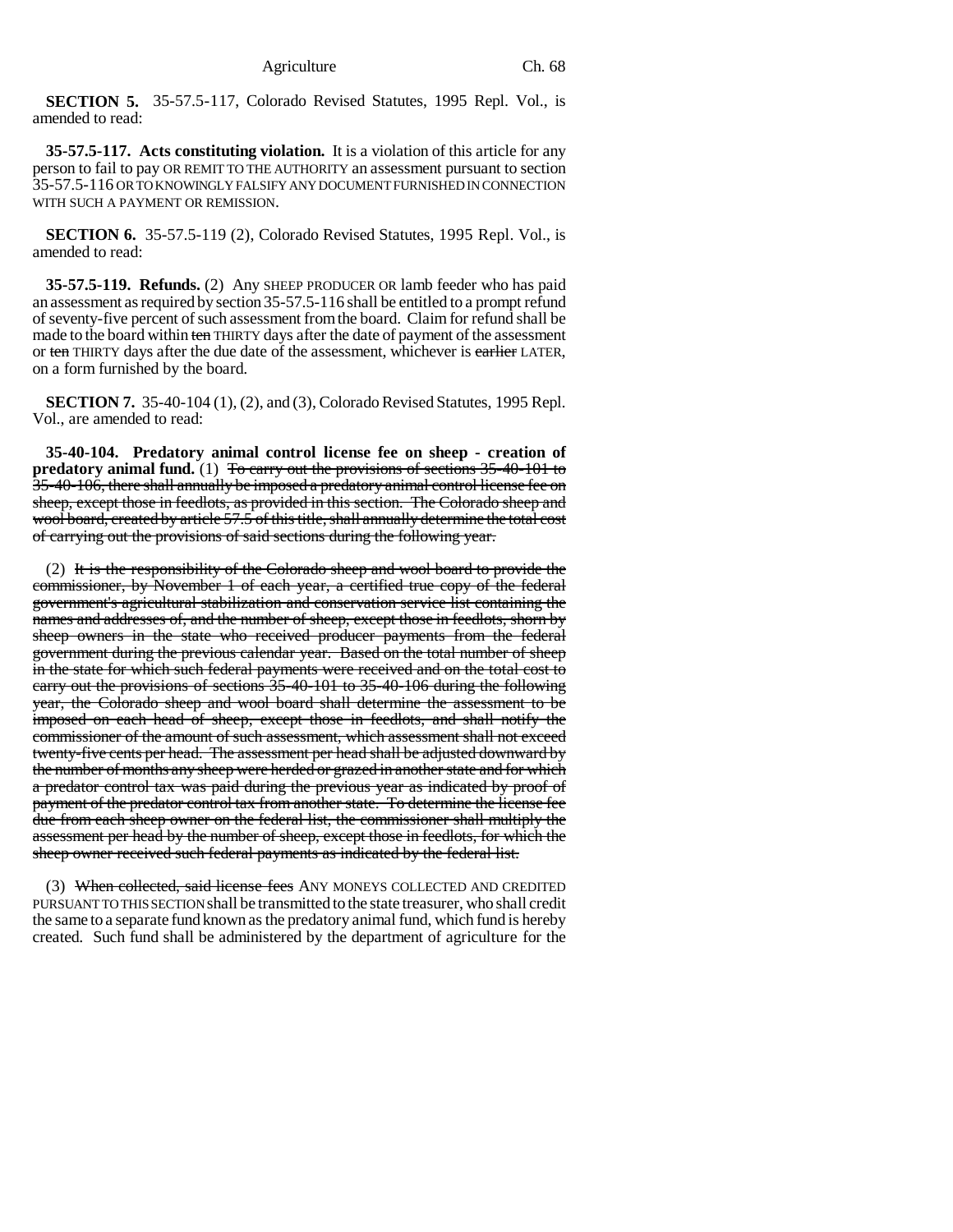**SECTION 5.** 35-57.5-117, Colorado Revised Statutes, 1995 Repl. Vol., is amended to read:

**35-57.5-117. Acts constituting violation.** It is a violation of this article for any person to fail to pay OR REMIT TO THE AUTHORITY an assessment pursuant to section 35-57.5-116 OR TO KNOWINGLY FALSIFY ANY DOCUMENT FURNISHED IN CONNECTION WITH SUCH A PAYMENT OR REMISSION.

**SECTION 6.** 35-57.5-119 (2), Colorado Revised Statutes, 1995 Repl. Vol., is amended to read:

**35-57.5-119. Refunds.** (2) Any SHEEP PRODUCER OR lamb feeder who has paid an assessment as required by section 35-57.5-116 shall be entitled to a prompt refund of seventy-five percent of such assessment from the board. Claim for refund shall be made to the board within ~~ten~~ THIRTY days after the date of payment of the assessment or ~~ten~~ THIRTY days after the due date of the assessment, whichever is ~~earlier~~ LATER, on a form furnished by the board.

**SECTION 7.** 35-40-104 (1), (2), and (3), Colorado Revised Statutes, 1995 Repl. Vol., are amended to read:

**35-40-104. Predatory animal control license fee on sheep - creation of predatory animal fund.** (1) ~~To carry out the provisions of sections 35-40-101 to 35-40-106, there shall annually be imposed a predatory animal control license fee on sheep, except those in feedlots, as provided in this section. The Colorado sheep and wool board, created by article 57.5 of this title, shall annually determine the total cost of carrying out the provisions of said sections during the following year.~~

(2) ~~It is the responsibility of the Colorado sheep and wool board to provide the commissioner, by November 1 of each year, a certified true copy of the federal government's agricultural stabilization and conservation service list containing the names and addresses of, and the number of sheep, except those in feedlots, shorn by sheep owners in the state who received producer payments from the federal government during the previous calendar year. Based on the total number of sheep in the state for which such federal payments were received and on the total cost to carry out the provisions of sections 35-40-101 to 35-40-106 during the following year, the Colorado sheep and wool board shall determine the assessment to be imposed on each head of sheep, except those in feedlots, and shall notify the commissioner of the amount of such assessment, which assessment shall not exceed twenty-five cents per head. The assessment per head shall be adjusted downward by the number of months any sheep were herded or grazed in another state and for which a predator control tax was paid during the previous year as indicated by proof of payment of the predator control tax from another state. To determine the license fee due from each sheep owner on the federal list, the commissioner shall multiply the assessment per head by the number of sheep, except those in feedlots, for which the sheep owner received such federal payments as indicated by the federal list.~~

(3) ~~When collected, said license fees~~ ANY MONEYS COLLECTED AND CREDITED PURSUANT TO THIS SECTION shall be transmitted to the state treasurer, who shall credit the same to a separate fund known as the predatory animal fund, which fund is hereby created. Such fund shall be administered by the department of agriculture for the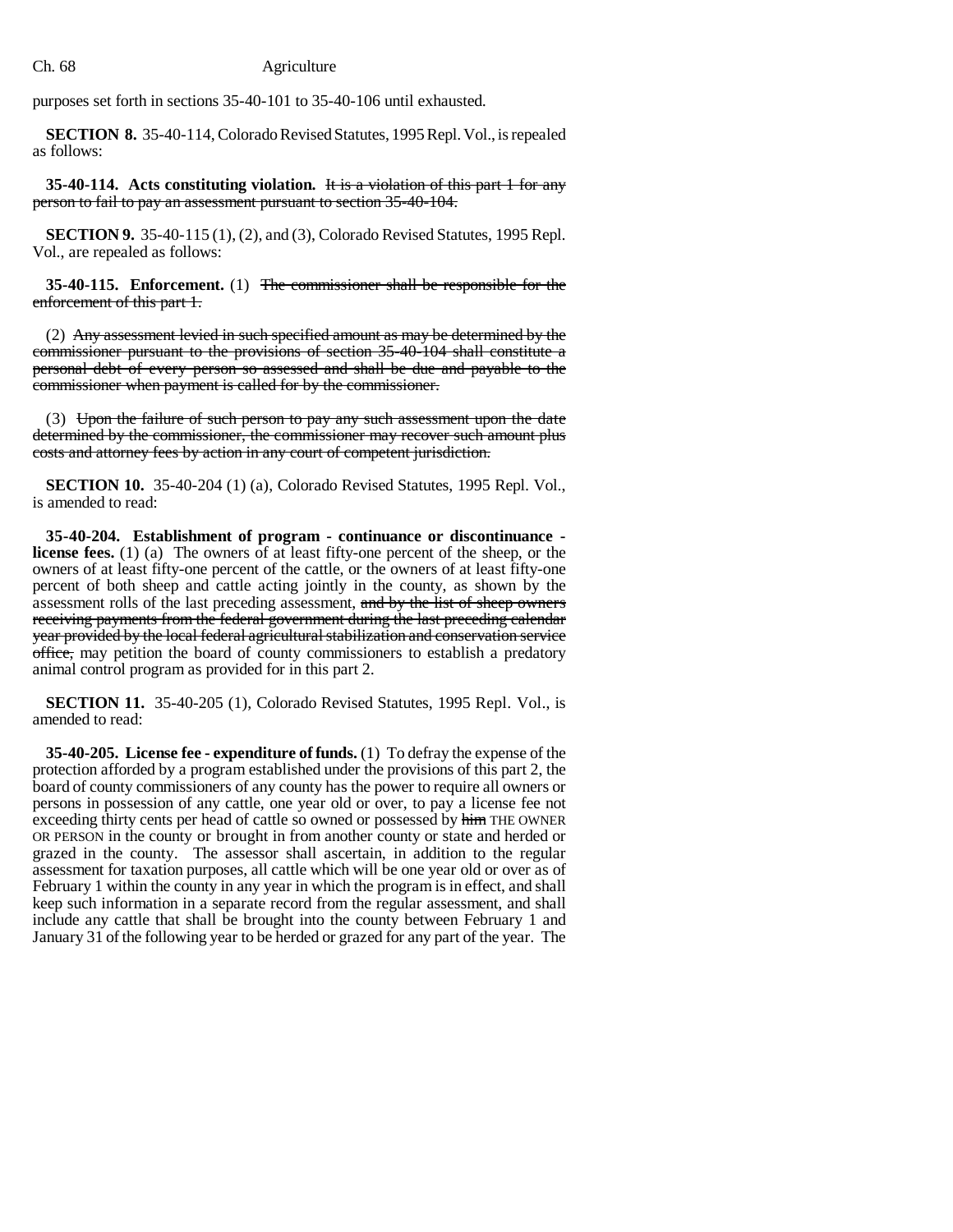purposes set forth in sections 35-40-101 to 35-40-106 until exhausted.

**SECTION 8.** 35-40-114, Colorado Revised Statutes, 1995 Repl. Vol., is repealed as follows:

**35-40-114. Acts constituting violation.** ~~It is a violation of this part 1 for any person to fail to pay an assessment pursuant to section 35-40-104.~~

**SECTION 9.** 35-40-115 (1), (2), and (3), Colorado Revised Statutes, 1995 Repl. Vol., are repealed as follows:

**35-40-115. Enforcement.** (1) ~~The commissioner shall be responsible for the enforcement of this part 1.~~

(2) ~~Any assessment levied in such specified amount as may be determined by the commissioner pursuant to the provisions of section 35-40-104 shall constitute a personal debt of every person so assessed and shall be due and payable to the commissioner when payment is called for by the commissioner.~~

(3) ~~Upon the failure of such person to pay any such assessment upon the date determined by the commissioner, the commissioner may recover such amount plus costs and attorney fees by action in any court of competent jurisdiction.~~

**SECTION 10.** 35-40-204 (1) (a), Colorado Revised Statutes, 1995 Repl. Vol., is amended to read:

**35-40-204. Establishment of program - continuance or discontinuance - license fees.** (1) (a) The owners of at least fifty-one percent of the sheep, or the owners of at least fifty-one percent of the cattle, or the owners of at least fifty-one percent of both sheep and cattle acting jointly in the county, as shown by the assessment rolls of the last preceding assessment, ~~and by the list of sheep owners receiving payments from the federal government during the last preceding calendar year provided by the local federal agricultural stabilization and conservation service office,~~ may petition the board of county commissioners to establish a predatory animal control program as provided for in this part 2.

**SECTION 11.** 35-40-205 (1), Colorado Revised Statutes, 1995 Repl. Vol., is amended to read:

**35-40-205. License fee - expenditure of funds.** (1) To defray the expense of the protection afforded by a program established under the provisions of this part 2, the board of county commissioners of any county has the power to require all owners or persons in possession of any cattle, one year old or over, to pay a license fee not exceeding thirty cents per head of cattle so owned or possessed by ~~him~~ THE OWNER OR PERSON in the county or brought in from another county or state and herded or grazed in the county. The assessor shall ascertain, in addition to the regular assessment for taxation purposes, all cattle which will be one year old or over as of February 1 within the county in any year in which the program is in effect, and shall keep such information in a separate record from the regular assessment, and shall include any cattle that shall be brought into the county between February 1 and January 31 of the following year to be herded or grazed for any part of the year. The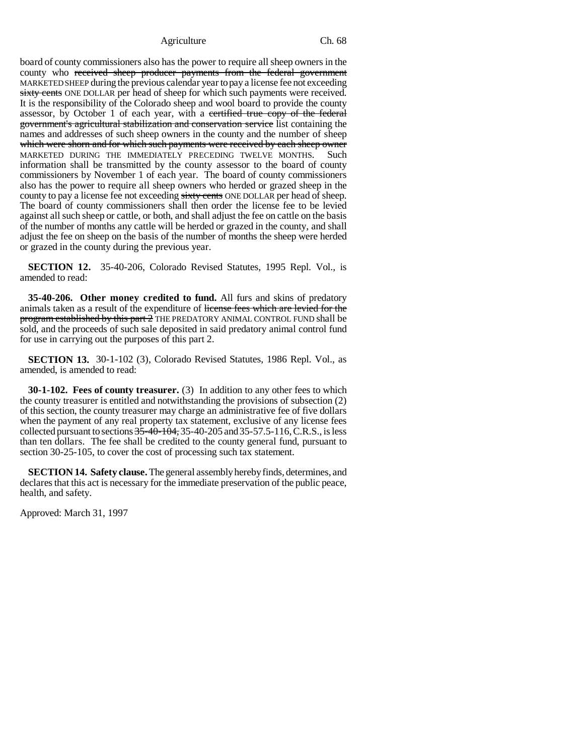board of county commissioners also has the power to require all sheep owners in the county who ~~received sheep producer payments from the federal government~~ MARKETED SHEEP during the previous calendar year to pay a license fee not exceeding ~~sixty cents~~ ONE DOLLAR per head of sheep for which such payments were received. It is the responsibility of the Colorado sheep and wool board to provide the county assessor, by October 1 of each year, with a ~~certified true copy of the federal government's agricultural stabilization and conservation service~~ list containing the names and addresses of such sheep owners in the county and the number of sheep ~~which were shorn and for which such payments were received by each sheep owner~~ MARKETED DURING THE IMMEDIATELY PRECEDING TWELVE MONTHS. Such information shall be transmitted by the county assessor to the board of county commissioners by November 1 of each year. The board of county commissioners also has the power to require all sheep owners who herded or grazed sheep in the county to pay a license fee not exceeding ~~sixty cents~~ ONE DOLLAR per head of sheep. The board of county commissioners shall then order the license fee to be levied against all such sheep or cattle, or both, and shall adjust the fee on cattle on the basis of the number of months any cattle will be herded or grazed in the county, and shall adjust the fee on sheep on the basis of the number of months the sheep were herded or grazed in the county during the previous year.

**SECTION 12.** 35-40-206, Colorado Revised Statutes, 1995 Repl. Vol., is amended to read:

**35-40-206. Other money credited to fund.** All furs and skins of predatory animals taken as a result of the expenditure of ~~license fees which are levied for the program established by this part 2~~ THE PREDATORY ANIMAL CONTROL FUND shall be sold, and the proceeds of such sale deposited in said predatory animal control fund for use in carrying out the purposes of this part 2.

**SECTION 13.** 30-1-102 (3), Colorado Revised Statutes, 1986 Repl. Vol., as amended, is amended to read:

**30-1-102. Fees of county treasurer.** (3) In addition to any other fees to which the county treasurer is entitled and notwithstanding the provisions of subsection (2) of this section, the county treasurer may charge an administrative fee of five dollars when the payment of any real property tax statement, exclusive of any license fees collected pursuant to sections ~~35-40-104,~~ 35-40-205 and 35-57.5-116, C.R.S., is less than ten dollars. The fee shall be credited to the county general fund, pursuant to section 30-25-105, to cover the cost of processing such tax statement.

**SECTION 14. Safety clause.** The general assembly hereby finds, determines, and declares that this act is necessary for the immediate preservation of the public peace, health, and safety.

Approved: March 31, 1997